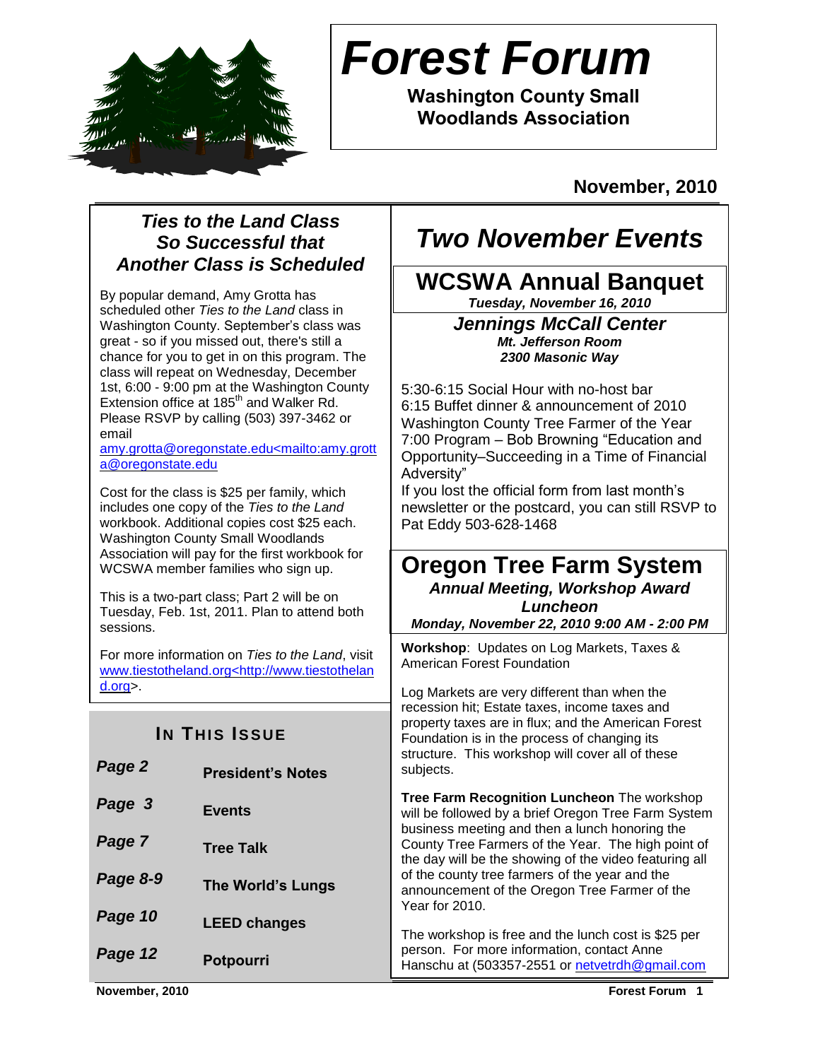# Forest Forum

**Washington County Small Woodlands Association**

**November, 2010**

## *Ties to the Land Class So Successful that Another Class is Scheduled*

By popular demand, Amy Grotta has scheduled other *Ties to the Land* class in Washington County. September's class was great - so if you missed out, there's still a chance for you to get in on this program. The class will repeat on Wednesday, December 1st, 6:00 - 9:00 pm at the Washington County Extension office at 185th and Walker Rd. Please RSVP by calling (503) 397-3462 or email amy.grotta@oregonstate.edu<mailto:amy.grotta@oregonstate.edu

Cost for the class is $25 per family, which includes one copy of the *Ties to the Land* workbook. Additional copies cost $25 each. Washington County Small Woodlands Association will pay for the first workbook for WCSWA member families who sign up.

This is a two-part class; Part 2 will be on Tuesday, Feb. 1st, 2011. Plan to attend both sessions.

For more information on *Ties to the Land*, visit www.tiestotheland.org<http://www.tiestotheland.org>.

## In This Issue

| | |
|---|---|
| *Page 2* | **President's Notes** |
| *Page 3* | **Events** |
| *Page 7* | **Tree Talk** |
| *Page 8-9* | **The World's Lungs** |
| *Page 10* | **LEED changes** |
| *Page 12* | **Potpourri** |

# *Two November Events*

## WCSWA Annual Banquet

***Tuesday, November 16, 2010***

***Jennings McCall Center***
***Mt. Jefferson Room***
***2300 Masonic Way***

5:30-6:15 Social Hour with no-host bar
6:15 Buffet dinner & announcement of 2010 Washington County Tree Farmer of the Year
7:00 Program – Bob Browning "Education and Opportunity–Succeeding in a Time of Financial Adversity"
If you lost the official form from last month's newsletter or the postcard, you can still RSVP to Pat Eddy 503-628-1468

## Oregon Tree Farm System

***Annual Meeting, Workshop Award Luncheon***

***Monday, November 22, 2010 9:00 AM - 2:00 PM***

**Workshop**: Updates on Log Markets, Taxes & American Forest Foundation

Log Markets are very different than when the recession hit; Estate taxes, income taxes and property taxes are in flux; and the American Forest Foundation is in the process of changing its structure. This workshop will cover all of these subjects.

**Tree Farm Recognition Luncheon** The workshop will be followed by a brief Oregon Tree Farm System business meeting and then a lunch honoring the County Tree Farmers of the Year. The high point of the day will be the showing of the video featuring all of the county tree farmers of the year and the announcement of the Oregon Tree Farmer of the Year for 2010.

The workshop is free and the lunch cost is $25 per person. For more information, contact Anne Hanschu at (503357-2551 or netvetrdh@gmail.com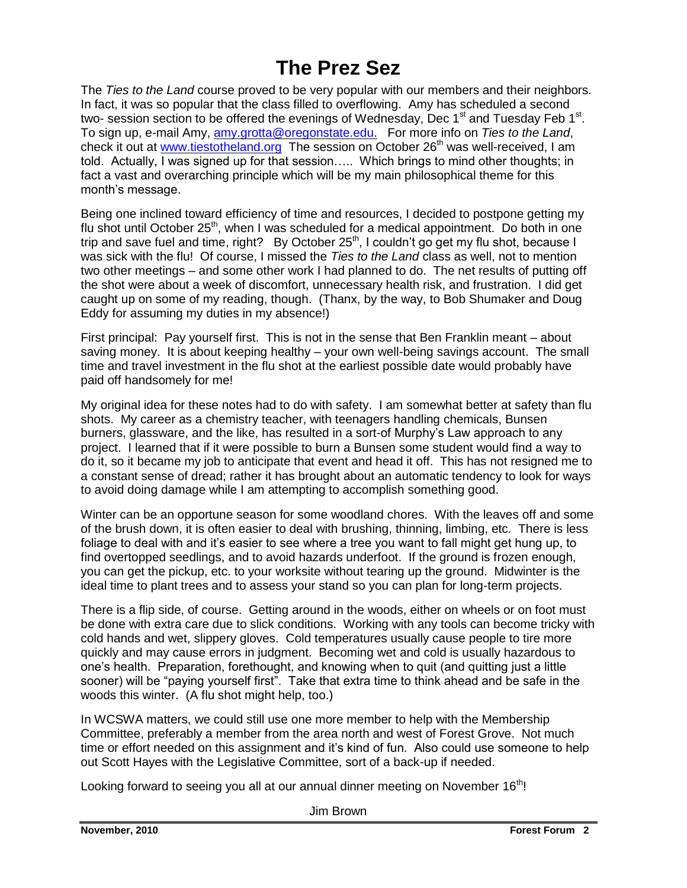# The Prez Sez

The *Ties to the Land* course proved to be very popular with our members and their neighbors. In fact, it was so popular that the class filled to overflowing. Amy has scheduled a second two- session section to be offered the evenings of Wednesday, Dec 1st and Tuesday Feb 1st. To sign up, e-mail Amy, amy.grotta@oregonstate.edu. For more info on *Ties to the Land*, check it out at www.tiestotheland.org The session on October 26th was well-received, I am told. Actually, I was signed up for that session….. Which brings to mind other thoughts; in fact a vast and overarching principle which will be my main philosophical theme for this month's message.

Being one inclined toward efficiency of time and resources, I decided to postpone getting my flu shot until October 25th, when I was scheduled for a medical appointment. Do both in one trip and save fuel and time, right? By October 25th, I couldn't go get my flu shot, because I was sick with the flu! Of course, I missed the *Ties to the Land* class as well, not to mention two other meetings – and some other work I had planned to do. The net results of putting off the shot were about a week of discomfort, unnecessary health risk, and frustration. I did get caught up on some of my reading, though. (Thanx, by the way, to Bob Shumaker and Doug Eddy for assuming my duties in my absence!)

First principal: Pay yourself first. This is not in the sense that Ben Franklin meant – about saving money. It is about keeping healthy – your own well-being savings account. The small time and travel investment in the flu shot at the earliest possible date would probably have paid off handsomely for me!

My original idea for these notes had to do with safety. I am somewhat better at safety than flu shots. My career as a chemistry teacher, with teenagers handling chemicals, Bunsen burners, glassware, and the like, has resulted in a sort-of Murphy's Law approach to any project. I learned that if it were possible to burn a Bunsen some student would find a way to do it, so it became my job to anticipate that event and head it off. This has not resigned me to a constant sense of dread; rather it has brought about an automatic tendency to look for ways to avoid doing damage while I am attempting to accomplish something good.

Winter can be an opportune season for some woodland chores. With the leaves off and some of the brush down, it is often easier to deal with brushing, thinning, limbing, etc. There is less foliage to deal with and it's easier to see where a tree you want to fall might get hung up, to find overtopped seedlings, and to avoid hazards underfoot. If the ground is frozen enough, you can get the pickup, etc. to your worksite without tearing up the ground. Midwinter is the ideal time to plant trees and to assess your stand so you can plan for long-term projects.

There is a flip side, of course. Getting around in the woods, either on wheels or on foot must be done with extra care due to slick conditions. Working with any tools can become tricky with cold hands and wet, slippery gloves. Cold temperatures usually cause people to tire more quickly and may cause errors in judgment. Becoming wet and cold is usually hazardous to one's health. Preparation, forethought, and knowing when to quit (and quitting just a little sooner) will be "paying yourself first". Take that extra time to think ahead and be safe in the woods this winter. (A flu shot might help, too.)

In WCSWA matters, we could still use one more member to help with the Membership Committee, preferably a member from the area north and west of Forest Grove. Not much time or effort needed on this assignment and it's kind of fun. Also could use someone to help out Scott Hayes with the Legislative Committee, sort of a back-up if needed.

Looking forward to seeing you all at our annual dinner meeting on November 16th!

Jim Brown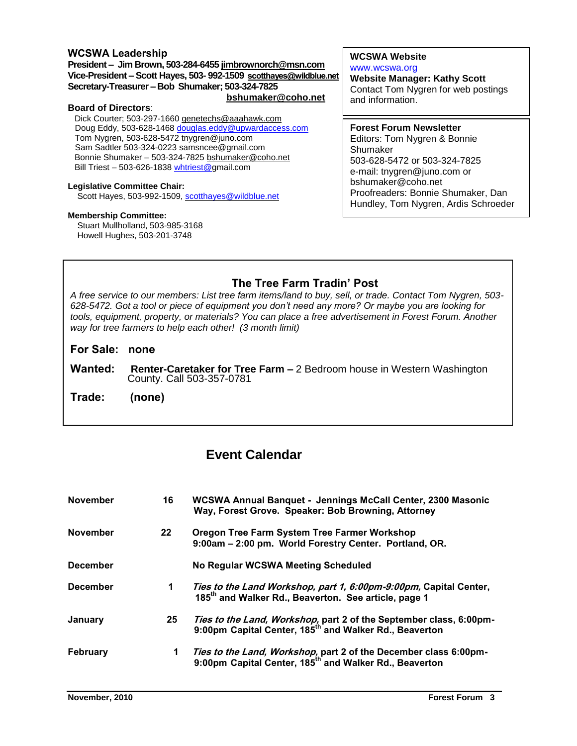## WCSWA Leadership

**President – Jim Brown, 503-284-6455 jimbrownorch@msn.com**
**Vice-President – Scott Hayes, 503- 992-1509 scotthayes@wildblue.net**
**Secretary-Treasurer – Bob Shumaker; 503-324-7825 bshumaker@coho.net**

**Board of Directors**:

Dick Courter; 503-297-1660 genetechs@aaahawk.com
Doug Eddy, 503-628-1468 douglas.eddy@upwardaccess.com
Tom Nygren, 503-628-5472 tnygren@juno.com
Sam Sadtler 503-324-0223 samsncee@gmail.com
Bonnie Shumaker – 503-324-7825 bshumaker@coho.net
Bill Triest – 503-626-1838 whtriest@gmail.com

**Legislative Committee Chair:**
Scott Hayes, 503-992-1509, scotthayes@wildblue.net

**Membership Committee:**
Stuart Mullholland, 503-985-3168
Howell Hughes, 503-201-3748

**WCSWA Website**
www.wcswa.org
**Website Manager: Kathy Scott**
Contact Tom Nygren for web postings and information.

**Forest Forum Newsletter**
Editors: Tom Nygren & Bonnie Shumaker
503-628-5472 or 503-324-7825
e-mail: tnygren@juno.com or bshumaker@coho.net
Proofreaders: Bonnie Shumaker, Dan Hundley, Tom Nygren, Ardis Schroeder

## The Tree Farm Tradin' Post

*A free service to our members: List tree farm items/land to buy, sell, or trade. Contact Tom Nygren, 503-628-5472. Got a tool or piece of equipment you don't need any more? Or maybe you are looking for tools, equipment, property, or materials? You can place a free advertisement in Forest Forum. Another way for tree farmers to help each other! (3 month limit)*

**For Sale: none**

**Wanted: Renter-Caretaker for Tree Farm –** 2 Bedroom house in Western Washington County. Call 503-357-0781

**Trade: (none)**

## Event Calendar

| | | |
|---|---|---|
| **November** | **16** | **WCSWA Annual Banquet - Jennings McCall Center, 2300 Masonic Way, Forest Grove. Speaker: Bob Browning, Attorney** |
| **November** | **22** | **Oregon Tree Farm System Tree Farmer Workshop 9:00am – 2:00 pm. World Forestry Center. Portland, OR.** |
| **December** | | **No Regular WCSWA Meeting Scheduled** |
| **December** | **1** | ***Ties to the Land Workshop, part 1, 6:00pm-9:00pm,* Capital Center, 185th and Walker Rd., Beaverton. See article, page 1** |
| **January** | **25** | ***Ties to the Land, Workshop,* part 2 of the September class, 6:00pm-9:00pm Capital Center, 185th and Walker Rd., Beaverton** |
| **February** | **1** | ***Ties to the Land, Workshop,* part 2 of the December class 6:00pm-9:00pm Capital Center, 185th and Walker Rd., Beaverton** |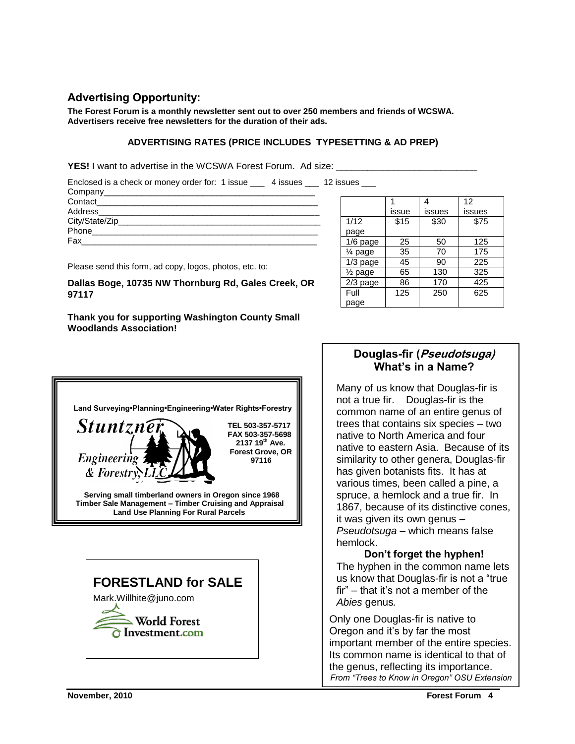## Advertising Opportunity:

**The Forest Forum is a monthly newsletter sent out to over 250 members and friends of WCSWA. Advertisers receive free newsletters for the duration of their ads.**

**ADVERTISING RATES (PRICE INCLUDES TYPESETTING & AD PREP)**

**YES!** I want to advertise in the WCSWA Forest Forum. Ad size: ___________________________

Enclosed is a check or money order for: 1 issue ___ 4 issues ___ 12 issues ___

Company_______________________________________________

Contact________________________________________________

Address________________________________________________

City/State/Zip___________________________________________

Phone_________________________________________________

Fax___________________________________________________

| | 1 issue | 4 issues | 12 issues |
|---|---|---|---|
| 1/12 page | $15 | $30 | $75 |
| 1/6 page | 25 | 50 | 125 |
| ¼ page | 35 | 70 | 175 |
| 1/3 page | 45 | 90 | 225 |
| ½ page | 65 | 130 | 325 |
| 2/3 page | 86 | 170 | 425 |
| Full page | 125 | 250 | 625 |

Please send this form, ad copy, logos, photos, etc. to:

**Dallas Boge, 10735 NW Thornburg Rd, Gales Creek, OR 97117**

**Thank you for supporting Washington County Small Woodlands Association!**

**Land Surveying•Planning•Engineering•Water Rights•Forestry**

Stuntzner Engineering & Forestry, LLC

**TEL 503-357-5717**
**FAX 503-357-5698**
**2137 19th Ave.**
**Forest Grove, OR 97116**

**Serving small timberland owners in Oregon since 1968**
**Timber Sale Management – Timber Cruising and Appraisal**
**Land Use Planning For Rural Parcels**

**FORESTLAND for SALE**

Mark.Willhite@juno.com

World Forest Investment.com

### Douglas-fir (*Pseudotsuga)* What's in a Name?

Many of us know that Douglas-fir is not a true fir. Douglas-fir is the common name of an entire genus of trees that contains six species – two native to North America and four native to eastern Asia. Because of its similarity to other genera, Douglas-fir has given botanists fits. It has at various times, been called a pine, a spruce, a hemlock and a true fir. In 1867, because of its distinctive cones, it was given its own genus – *Pseudotsuga* – which means false hemlock.

**Don't forget the hyphen!**

The hyphen in the common name lets us know that Douglas-fir is not a "true fir" – that it's not a member of the *Abies* genus*.*

Only one Douglas-fir is native to Oregon and it's by far the most important member of the entire species. Its common name is identical to that of the genus, reflecting its importance.

*From "Trees to Know in Oregon" OSU Extension*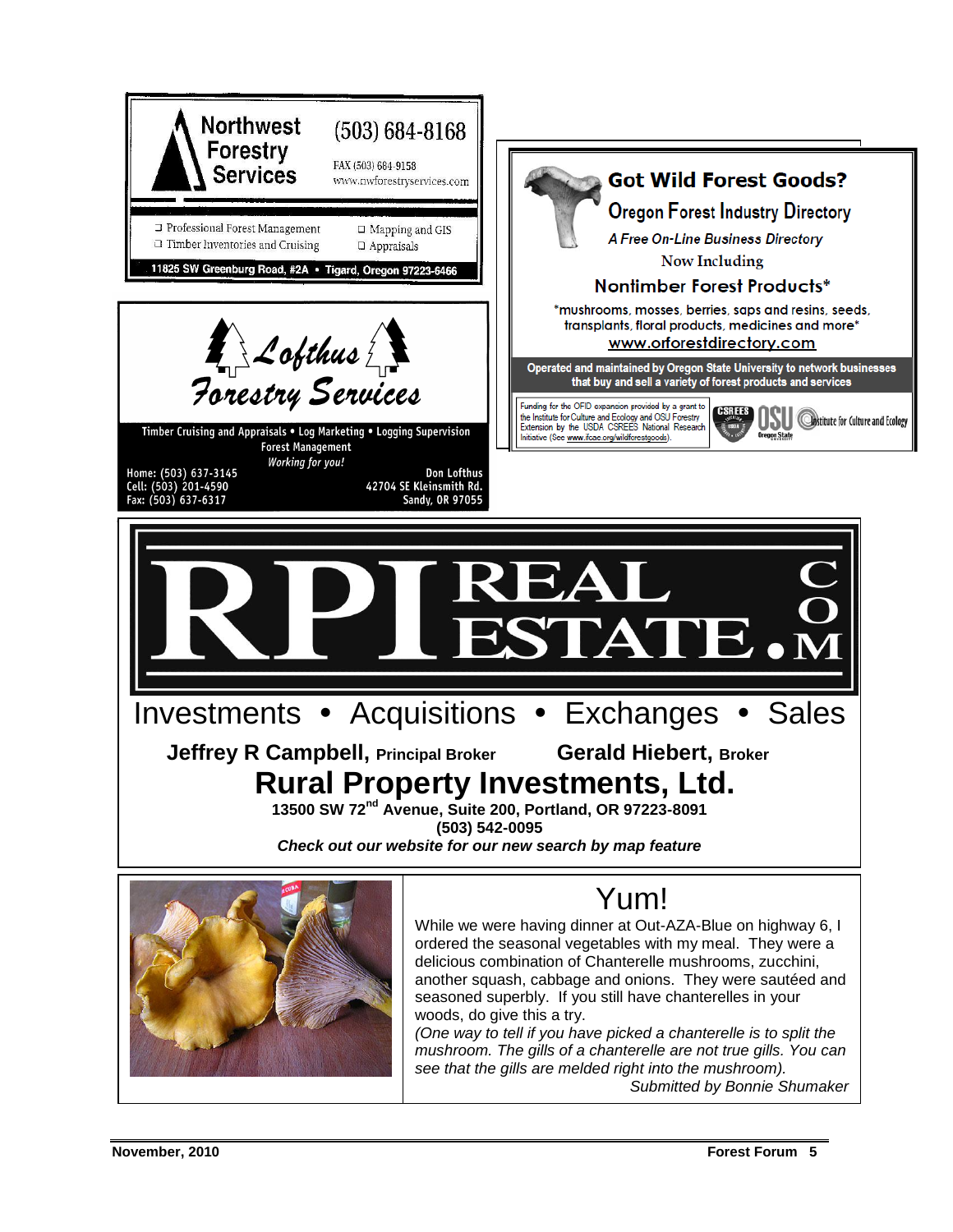**Northwest Forestry Services**

(503) 684-8168

FAX (503) 684-9158
www.nwforestryservices.com

- Professional Forest Management
- Timber Inventories and Cruising
- Mapping and GIS
- Appraisals

11825 SW Greenburg Road, #2A • Tigard, Oregon 97223-6466

---

**Lofthus Forestry Services**

Timber Cruising and Appraisals • Log Marketing • Logging Supervision
Forest Management
*Working for you!*

Home: (503) 637-3145
Cell: (503) 201-4590
Fax: (503) 637-6317

Don Lofthus
42704 SE Kleinsmith Rd.
Sandy, OR 97055

---

**Got Wild Forest Goods?**

**Oregon Forest Industry Directory**

*A Free On-Line Business Directory*

Now Including

**Nontimber Forest Products***

*mushrooms, mosses, berries, saps and resins, seeds, transplants, floral products, medicines and more*

www.orforestdirectory.com

Operated and maintained by Oregon State University to network businesses that buy and sell a variety of forest products and services

Funding for the OFID expansion provided by a grant to the Institute for Culture and Ecology and OSU Forestry Extension by the USDA CSREES National Research Initiative (See www.ifcae.org/wildforestgoods).

CSREES · OSU Oregon State · Institute for Culture and Ecology

---

**RPI REAL ESTATE.COM**

Investments • Acquisitions • Exchanges • Sales

**Jeffrey R Campbell, Principal Broker** **Gerald Hiebert, Broker**

## Rural Property Investments, Ltd.

**13500 SW 72nd Avenue, Suite 200, Portland, OR 97223-8091**
**(503) 542-0095**
***Check out our website for our new search by map feature***

---

# Yum!

While we were having dinner at Out-AZA-Blue on highway 6, I ordered the seasonal vegetables with my meal. They were a delicious combination of Chanterelle mushrooms, zucchini, another squash, cabbage and onions. They were sautéed and seasoned superbly. If you still have chanterelles in your woods, do give this a try.

*(One way to tell if you have picked a chanterelle is to split the mushroom. The gills of a chanterelle are not true gills. You can see that the gills are melded right into the mushroom).*

*Submitted by Bonnie Shumaker*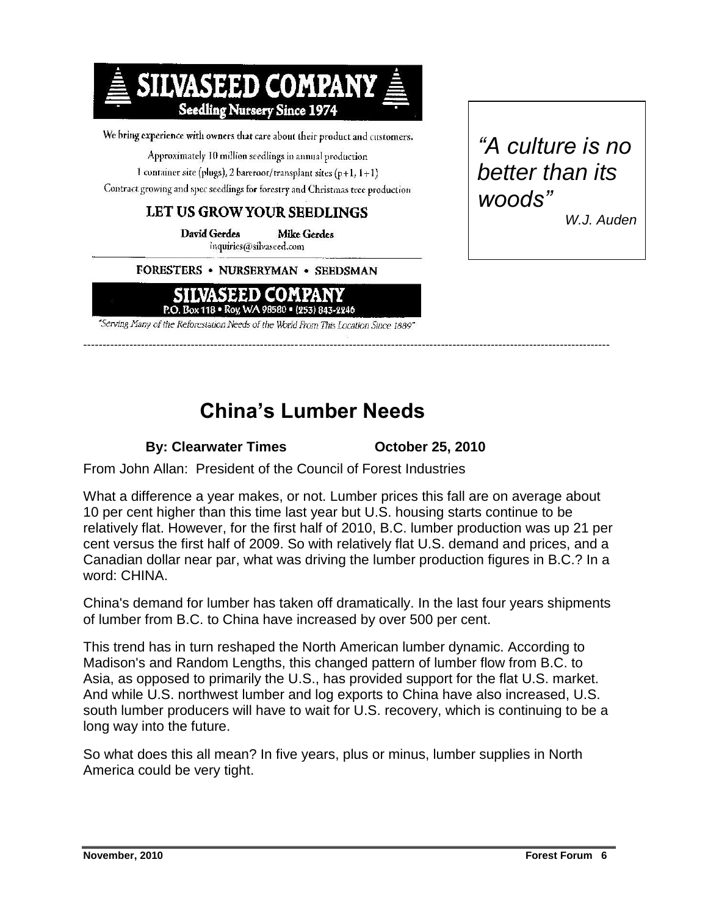**SILVASEED COMPANY**

**Seedling Nursery Since 1974**

We bring experience with owners that care about their product and customers.

Approximately 10 million seedlings in annual production

1 container site (plugs), 2 bareroot/transplant sites (p+1, 1+1)

Contract growing and spec seedlings for forestry and Christmas tree production

**LET US GROW YOUR SEEDLINGS**

**David Gerdes** **Mike Gerdes**

inquiries@silvaseed.com

FORESTERS • NURSERYMAN • SEEDSMAN

**SILVASEED COMPANY**

P.O. Box 118 • Roy, WA 98580 • (253) 843-2246

*"Serving Many of the Reforestation Needs of the World From This Location Since 1889"*

*"A culture is no better than its woods"*

*W.J. Auden*

---

## China's Lumber Needs

**By: Clearwater Times** **October 25, 2010**

From John Allan: President of the Council of Forest Industries

What a difference a year makes, or not. Lumber prices this fall are on average about 10 per cent higher than this time last year but U.S. housing starts continue to be relatively flat. However, for the first half of 2010, B.C. lumber production was up 21 per cent versus the first half of 2009. So with relatively flat U.S. demand and prices, and a Canadian dollar near par, what was driving the lumber production figures in B.C.? In a word: CHINA.

China's demand for lumber has taken off dramatically. In the last four years shipments of lumber from B.C. to China have increased by over 500 per cent.

This trend has in turn reshaped the North American lumber dynamic. According to Madison's and Random Lengths, this changed pattern of lumber flow from B.C. to Asia, as opposed to primarily the U.S., has provided support for the flat U.S. market. And while U.S. northwest lumber and log exports to China have also increased, U.S. south lumber producers will have to wait for U.S. recovery, which is continuing to be a long way into the future.

So what does this all mean? In five years, plus or minus, lumber supplies in North America could be very tight.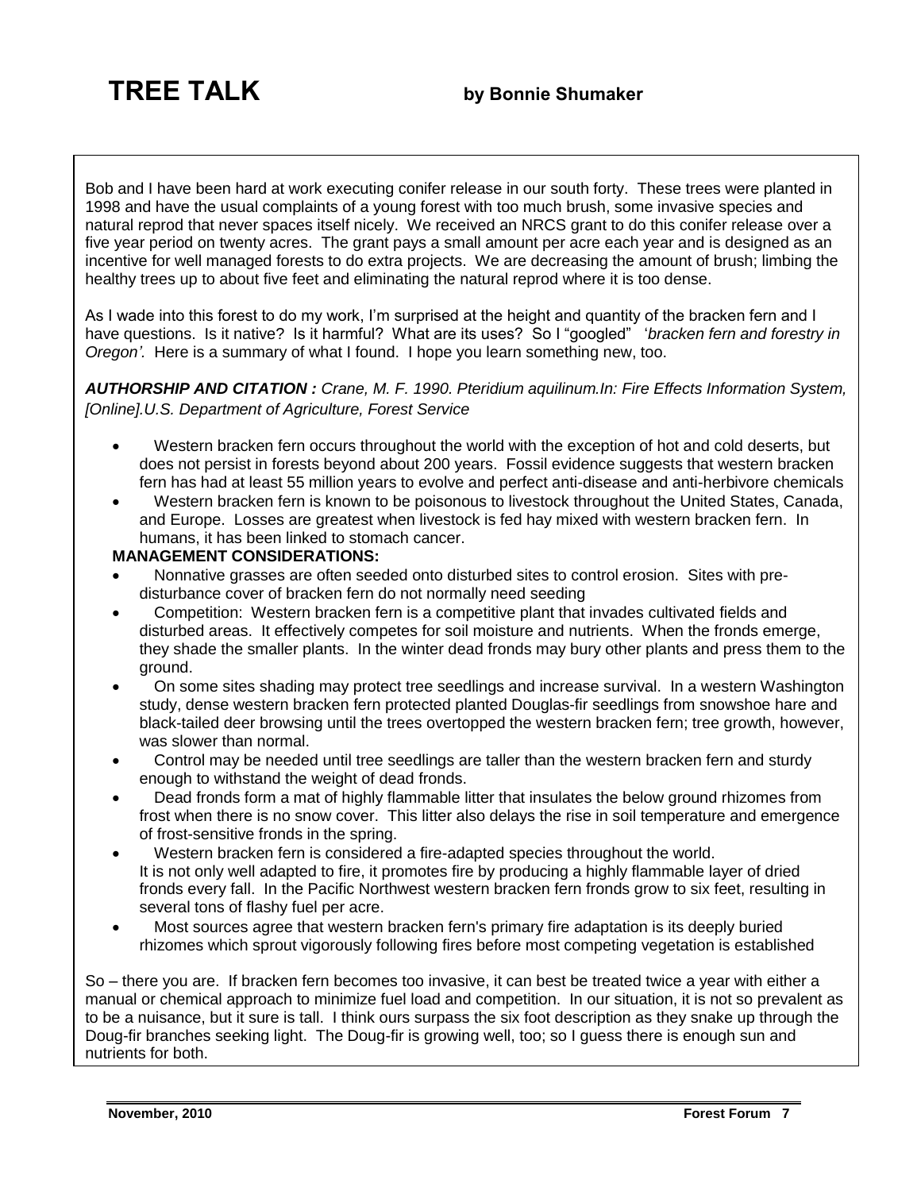# TREE TALK

**by Bonnie Shumaker**

Bob and I have been hard at work executing conifer release in our south forty. These trees were planted in 1998 and have the usual complaints of a young forest with too much brush, some invasive species and natural reprod that never spaces itself nicely. We received an NRCS grant to do this conifer release over a five year period on twenty acres. The grant pays a small amount per acre each year and is designed as an incentive for well managed forests to do extra projects. We are decreasing the amount of brush; limbing the healthy trees up to about five feet and eliminating the natural reprod where it is too dense.

As I wade into this forest to do my work, I'm surprised at the height and quantity of the bracken fern and I have questions. Is it native? Is it harmful? What are its uses? So I "googled" '*bracken fern and forestry in Oregon'*. Here is a summary of what I found. I hope you learn something new, too.

***AUTHORSHIP AND CITATION :*** *Crane, M. F. 1990. Pteridium aquilinum.In: Fire Effects Information System, [Online].U.S. Department of Agriculture, Forest Service*

- Western bracken fern occurs throughout the world with the exception of hot and cold deserts, but does not persist in forests beyond about 200 years. Fossil evidence suggests that western bracken fern has had at least 55 million years to evolve and perfect anti-disease and anti-herbivore chemicals
- Western bracken fern is known to be poisonous to livestock throughout the United States, Canada, and Europe. Losses are greatest when livestock is fed hay mixed with western bracken fern. In humans, it has been linked to stomach cancer.

**MANAGEMENT CONSIDERATIONS:**

- Nonnative grasses are often seeded onto disturbed sites to control erosion. Sites with pre-disturbance cover of bracken fern do not normally need seeding
- Competition: Western bracken fern is a competitive plant that invades cultivated fields and disturbed areas. It effectively competes for soil moisture and nutrients. When the fronds emerge, they shade the smaller plants. In the winter dead fronds may bury other plants and press them to the ground.
- On some sites shading may protect tree seedlings and increase survival. In a western Washington study, dense western bracken fern protected planted Douglas-fir seedlings from snowshoe hare and black-tailed deer browsing until the trees overtopped the western bracken fern; tree growth, however, was slower than normal.
- Control may be needed until tree seedlings are taller than the western bracken fern and sturdy enough to withstand the weight of dead fronds.
- Dead fronds form a mat of highly flammable litter that insulates the below ground rhizomes from frost when there is no snow cover. This litter also delays the rise in soil temperature and emergence of frost-sensitive fronds in the spring.
- Western bracken fern is considered a fire-adapted species throughout the world. It is not only well adapted to fire, it promotes fire by producing a highly flammable layer of dried fronds every fall. In the Pacific Northwest western bracken fern fronds grow to six feet, resulting in several tons of flashy fuel per acre.
- Most sources agree that western bracken fern's primary fire adaptation is its deeply buried rhizomes which sprout vigorously following fires before most competing vegetation is established

So – there you are. If bracken fern becomes too invasive, it can best be treated twice a year with either a manual or chemical approach to minimize fuel load and competition. In our situation, it is not so prevalent as to be a nuisance, but it sure is tall. I think ours surpass the six foot description as they snake up through the Doug-fir branches seeking light. The Doug-fir is growing well, too; so I guess there is enough sun and nutrients for both.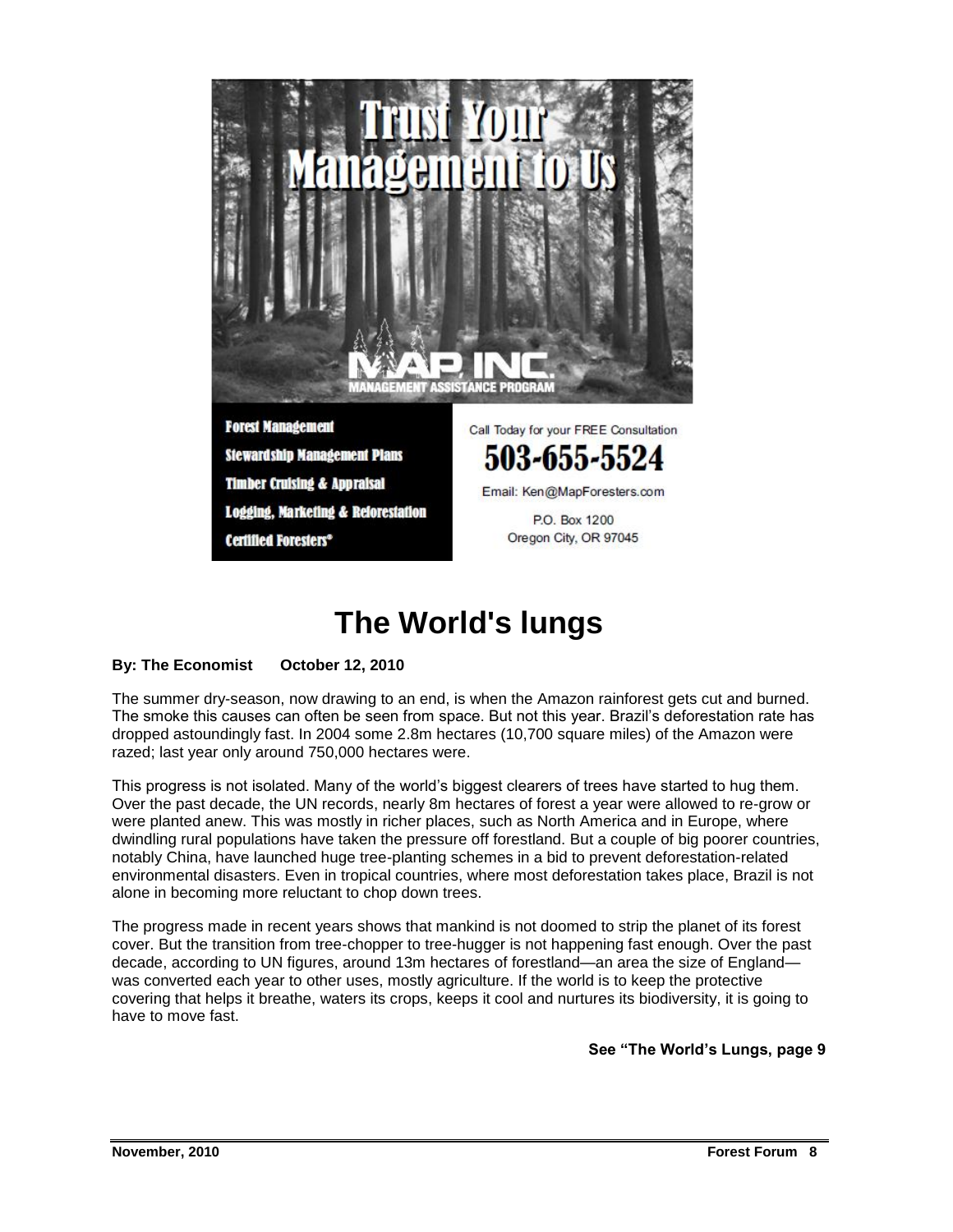# Trust Your Management to Us

MAP, INC.
MANAGEMENT ASSISTANCE PROGRAM

**Forest Management**
**Stewardship Management Plans**
**Timber Cruising & Appraisal**
**Logging, Marketing & Reforestation**
**Certified Foresters®**

Call Today for your FREE Consultation

**503-655-5524**

Email: Ken@MapForesters.com

P.O. Box 1200
Oregon City, OR 97045

# The World's lungs

**By: The Economist October 12, 2010**

The summer dry-season, now drawing to an end, is when the Amazon rainforest gets cut and burned. The smoke this causes can often be seen from space. But not this year. Brazil's deforestation rate has dropped astoundingly fast. In 2004 some 2.8m hectares (10,700 square miles) of the Amazon were razed; last year only around 750,000 hectares were.

This progress is not isolated. Many of the world's biggest clearers of trees have started to hug them. Over the past decade, the UN records, nearly 8m hectares of forest a year were allowed to re-grow or were planted anew. This was mostly in richer places, such as North America and in Europe, where dwindling rural populations have taken the pressure off forestland. But a couple of big poorer countries, notably China, have launched huge tree-planting schemes in a bid to prevent deforestation-related environmental disasters. Even in tropical countries, where most deforestation takes place, Brazil is not alone in becoming more reluctant to chop down trees.

The progress made in recent years shows that mankind is not doomed to strip the planet of its forest cover. But the transition from tree-chopper to tree-hugger is not happening fast enough. Over the past decade, according to UN figures, around 13m hectares of forestland—an area the size of England—was converted each year to other uses, mostly agriculture. If the world is to keep the protective covering that helps it breathe, waters its crops, keeps it cool and nurtures its biodiversity, it is going to have to move fast.

**See "The World's Lungs, page 9**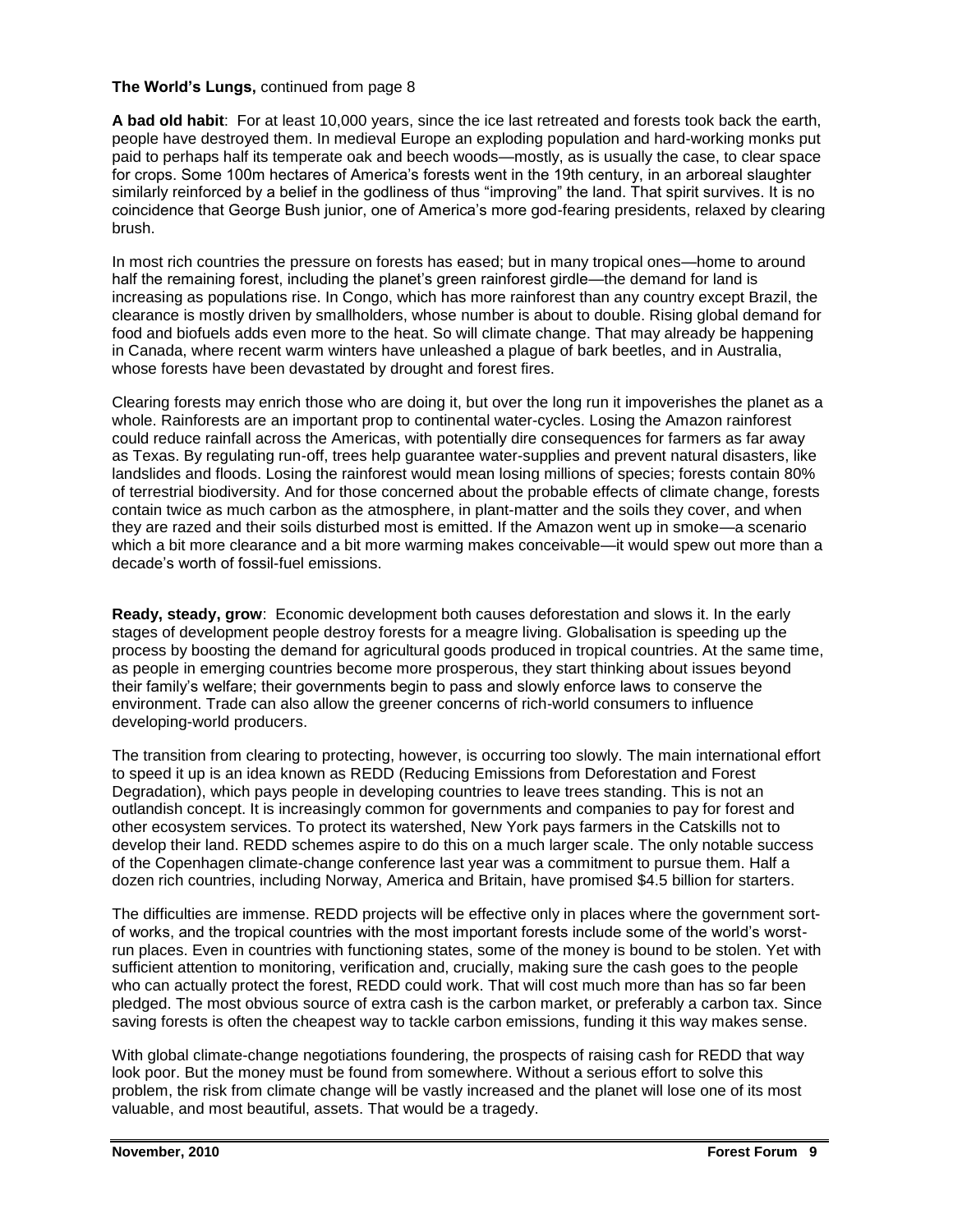**The World's Lungs,** continued from page 8

**A bad old habit**: For at least 10,000 years, since the ice last retreated and forests took back the earth, people have destroyed them. In medieval Europe an exploding population and hard-working monks put paid to perhaps half its temperate oak and beech woods—mostly, as is usually the case, to clear space for crops. Some 100m hectares of America's forests went in the 19th century, in an arboreal slaughter similarly reinforced by a belief in the godliness of thus "improving" the land. That spirit survives. It is no coincidence that George Bush junior, one of America's more god-fearing presidents, relaxed by clearing brush.

In most rich countries the pressure on forests has eased; but in many tropical ones—home to around half the remaining forest, including the planet's green rainforest girdle—the demand for land is increasing as populations rise. In Congo, which has more rainforest than any country except Brazil, the clearance is mostly driven by smallholders, whose number is about to double. Rising global demand for food and biofuels adds even more to the heat. So will climate change. That may already be happening in Canada, where recent warm winters have unleashed a plague of bark beetles, and in Australia, whose forests have been devastated by drought and forest fires.

Clearing forests may enrich those who are doing it, but over the long run it impoverishes the planet as a whole. Rainforests are an important prop to continental water-cycles. Losing the Amazon rainforest could reduce rainfall across the Americas, with potentially dire consequences for farmers as far away as Texas. By regulating run-off, trees help guarantee water-supplies and prevent natural disasters, like landslides and floods. Losing the rainforest would mean losing millions of species; forests contain 80% of terrestrial biodiversity. And for those concerned about the probable effects of climate change, forests contain twice as much carbon as the atmosphere, in plant-matter and the soils they cover, and when they are razed and their soils disturbed most is emitted. If the Amazon went up in smoke—a scenario which a bit more clearance and a bit more warming makes conceivable—it would spew out more than a decade's worth of fossil-fuel emissions.

**Ready, steady, grow**: Economic development both causes deforestation and slows it. In the early stages of development people destroy forests for a meagre living. Globalisation is speeding up the process by boosting the demand for agricultural goods produced in tropical countries. At the same time, as people in emerging countries become more prosperous, they start thinking about issues beyond their family's welfare; their governments begin to pass and slowly enforce laws to conserve the environment. Trade can also allow the greener concerns of rich-world consumers to influence developing-world producers.

The transition from clearing to protecting, however, is occurring too slowly. The main international effort to speed it up is an idea known as REDD (Reducing Emissions from Deforestation and Forest Degradation), which pays people in developing countries to leave trees standing. This is not an outlandish concept. It is increasingly common for governments and companies to pay for forest and other ecosystem services. To protect its watershed, New York pays farmers in the Catskills not to develop their land. REDD schemes aspire to do this on a much larger scale. The only notable success of the Copenhagen climate-change conference last year was a commitment to pursue them. Half a dozen rich countries, including Norway, America and Britain, have promised $4.5 billion for starters.

The difficulties are immense. REDD projects will be effective only in places where the government sort-of works, and the tropical countries with the most important forests include some of the world's worst-run places. Even in countries with functioning states, some of the money is bound to be stolen. Yet with sufficient attention to monitoring, verification and, crucially, making sure the cash goes to the people who can actually protect the forest, REDD could work. That will cost much more than has so far been pledged. The most obvious source of extra cash is the carbon market, or preferably a carbon tax. Since saving forests is often the cheapest way to tackle carbon emissions, funding it this way makes sense.

With global climate-change negotiations foundering, the prospects of raising cash for REDD that way look poor. But the money must be found from somewhere. Without a serious effort to solve this problem, the risk from climate change will be vastly increased and the planet will lose one of its most valuable, and most beautiful, assets. That would be a tragedy.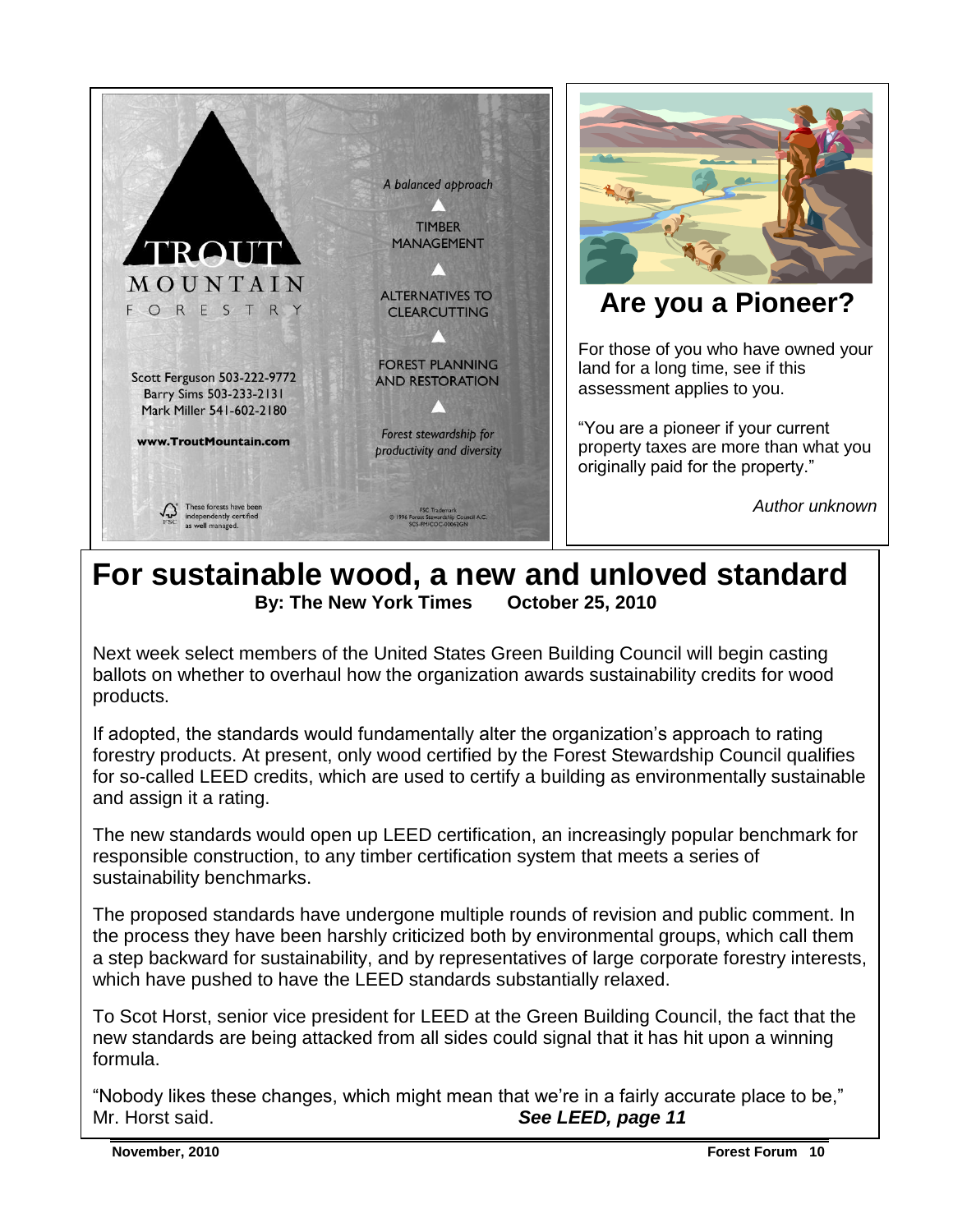TROUT MOUNTAIN FORESTRY

Scott Ferguson 503-222-9772
Barry Sims 503-233-2131
Mark Miller 541-602-2180

**www.TroutMountain.com**

These forests have been independently certified as well managed.

*A balanced approach*

TIMBER MANAGEMENT

ALTERNATIVES TO CLEARCUTTING

FOREST PLANNING AND RESTORATION

*Forest stewardship for productivity and diversity*

FSC Trademark
© 1996 Forest Stewardship Council A.C.
SCS-FM/COC-00062GN

## Are you a Pioneer?

For those of you who have owned your land for a long time, see if this assessment applies to you.

"You are a pioneer if your current property taxes are more than what you originally paid for the property."

*Author unknown*

# For sustainable wood, a new and unloved standard

**By: The New York Times October 25, 2010**

Next week select members of the United States Green Building Council will begin casting ballots on whether to overhaul how the organization awards sustainability credits for wood products.

If adopted, the standards would fundamentally alter the organization's approach to rating forestry products. At present, only wood certified by the Forest Stewardship Council qualifies for so-called LEED credits, which are used to certify a building as environmentally sustainable and assign it a rating.

The new standards would open up LEED certification, an increasingly popular benchmark for responsible construction, to any timber certification system that meets a series of sustainability benchmarks.

The proposed standards have undergone multiple rounds of revision and public comment. In the process they have been harshly criticized both by environmental groups, which call them a step backward for sustainability, and by representatives of large corporate forestry interests, which have pushed to have the LEED standards substantially relaxed.

To Scot Horst, senior vice president for LEED at the Green Building Council, the fact that the new standards are being attacked from all sides could signal that it has hit upon a winning formula.

"Nobody likes these changes, which might mean that we're in a fairly accurate place to be," Mr. Horst said. ***See LEED, page 11***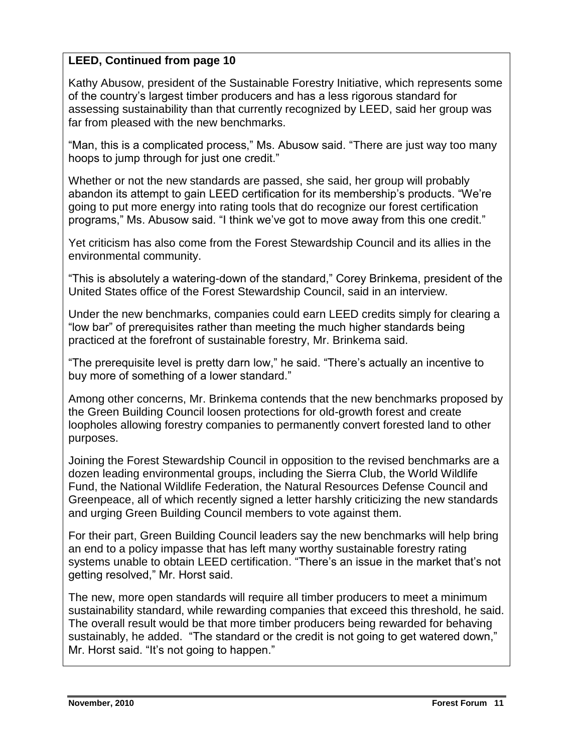**LEED, Continued from page 10**

Kathy Abusow, president of the Sustainable Forestry Initiative, which represents some of the country's largest timber producers and has a less rigorous standard for assessing sustainability than that currently recognized by LEED, said her group was far from pleased with the new benchmarks.

"Man, this is a complicated process," Ms. Abusow said. "There are just way too many hoops to jump through for just one credit."

Whether or not the new standards are passed, she said, her group will probably abandon its attempt to gain LEED certification for its membership's products. "We're going to put more energy into rating tools that do recognize our forest certification programs," Ms. Abusow said. "I think we've got to move away from this one credit."

Yet criticism has also come from the Forest Stewardship Council and its allies in the environmental community.

"This is absolutely a watering-down of the standard," Corey Brinkema, president of the United States office of the Forest Stewardship Council, said in an interview.

Under the new benchmarks, companies could earn LEED credits simply for clearing a "low bar" of prerequisites rather than meeting the much higher standards being practiced at the forefront of sustainable forestry, Mr. Brinkema said.

"The prerequisite level is pretty darn low," he said. "There's actually an incentive to buy more of something of a lower standard."

Among other concerns, Mr. Brinkema contends that the new benchmarks proposed by the Green Building Council loosen protections for old-growth forest and create loopholes allowing forestry companies to permanently convert forested land to other purposes.

Joining the Forest Stewardship Council in opposition to the revised benchmarks are a dozen leading environmental groups, including the Sierra Club, the World Wildlife Fund, the National Wildlife Federation, the Natural Resources Defense Council and Greenpeace, all of which recently signed a letter harshly criticizing the new standards and urging Green Building Council members to vote against them.

For their part, Green Building Council leaders say the new benchmarks will help bring an end to a policy impasse that has left many worthy sustainable forestry rating systems unable to obtain LEED certification. "There's an issue in the market that's not getting resolved," Mr. Horst said.

The new, more open standards will require all timber producers to meet a minimum sustainability standard, while rewarding companies that exceed this threshold, he said. The overall result would be that more timber producers being rewarded for behaving sustainably, he added. "The standard or the credit is not going to get watered down," Mr. Horst said. "It's not going to happen."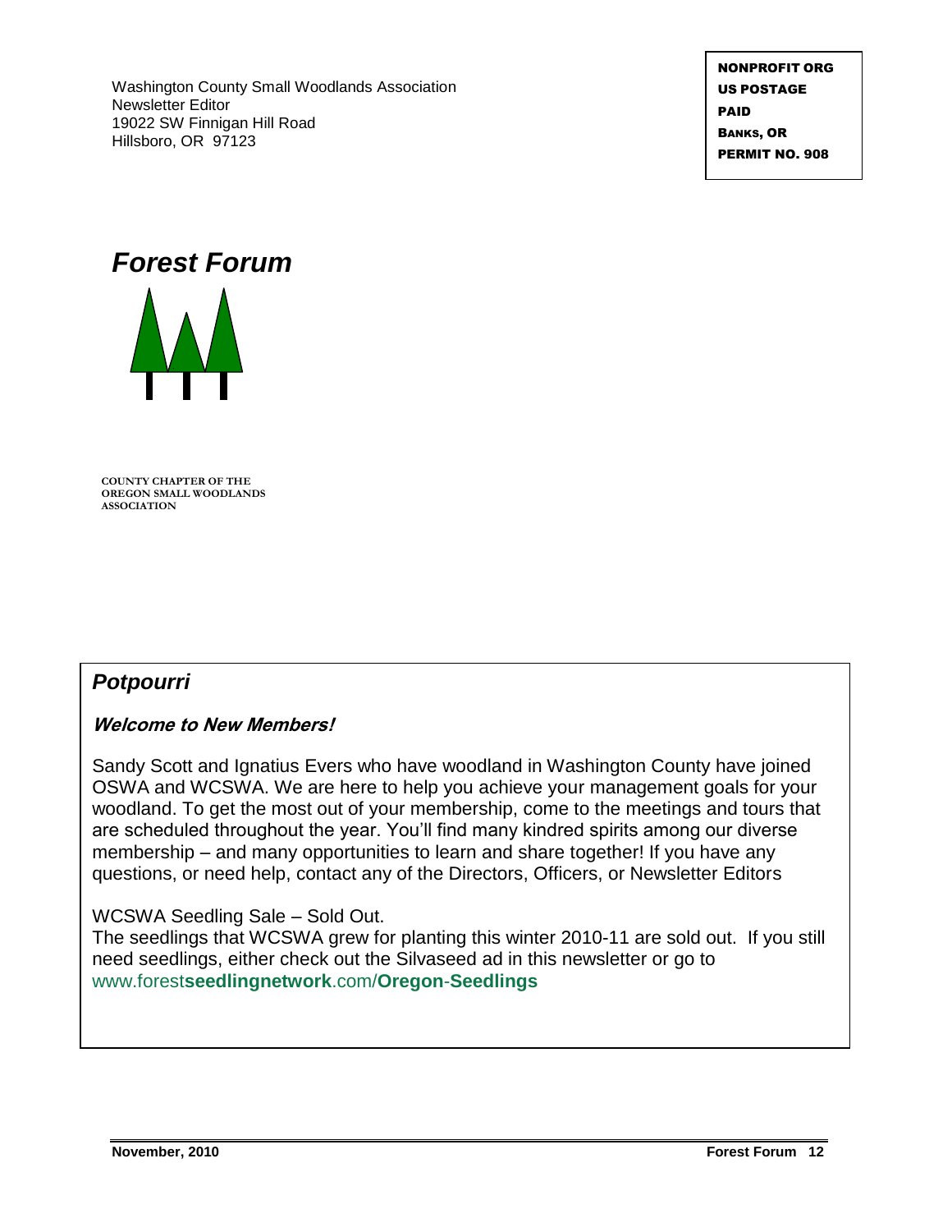Washington County Small Woodlands Association
Newsletter Editor
19022 SW Finnigan Hill Road
Hillsboro, OR 97123

NONPROFIT ORG
US POSTAGE
PAID
BANKS, OR
PERMIT NO. 908

# *Forest Forum*

COUNTY CHAPTER OF THE OREGON SMALL WOODLANDS ASSOCIATION

## *Potpourri*

### *Welcome to New Members!*

Sandy Scott and Ignatius Evers who have woodland in Washington County have joined OSWA and WCSWA. We are here to help you achieve your management goals for your woodland. To get the most out of your membership, come to the meetings and tours that are scheduled throughout the year. You'll find many kindred spirits among our diverse membership – and many opportunities to learn and share together! If you have any questions, or need help, contact any of the Directors, Officers, or Newsletter Editors

WCSWA Seedling Sale – Sold Out.
The seedlings that WCSWA grew for planting this winter 2010-11 are sold out. If you still need seedlings, either check out the Silvaseed ad in this newsletter or go to www.forest**seedlingnetwork**.com/**Oregon**-**Seedlings**